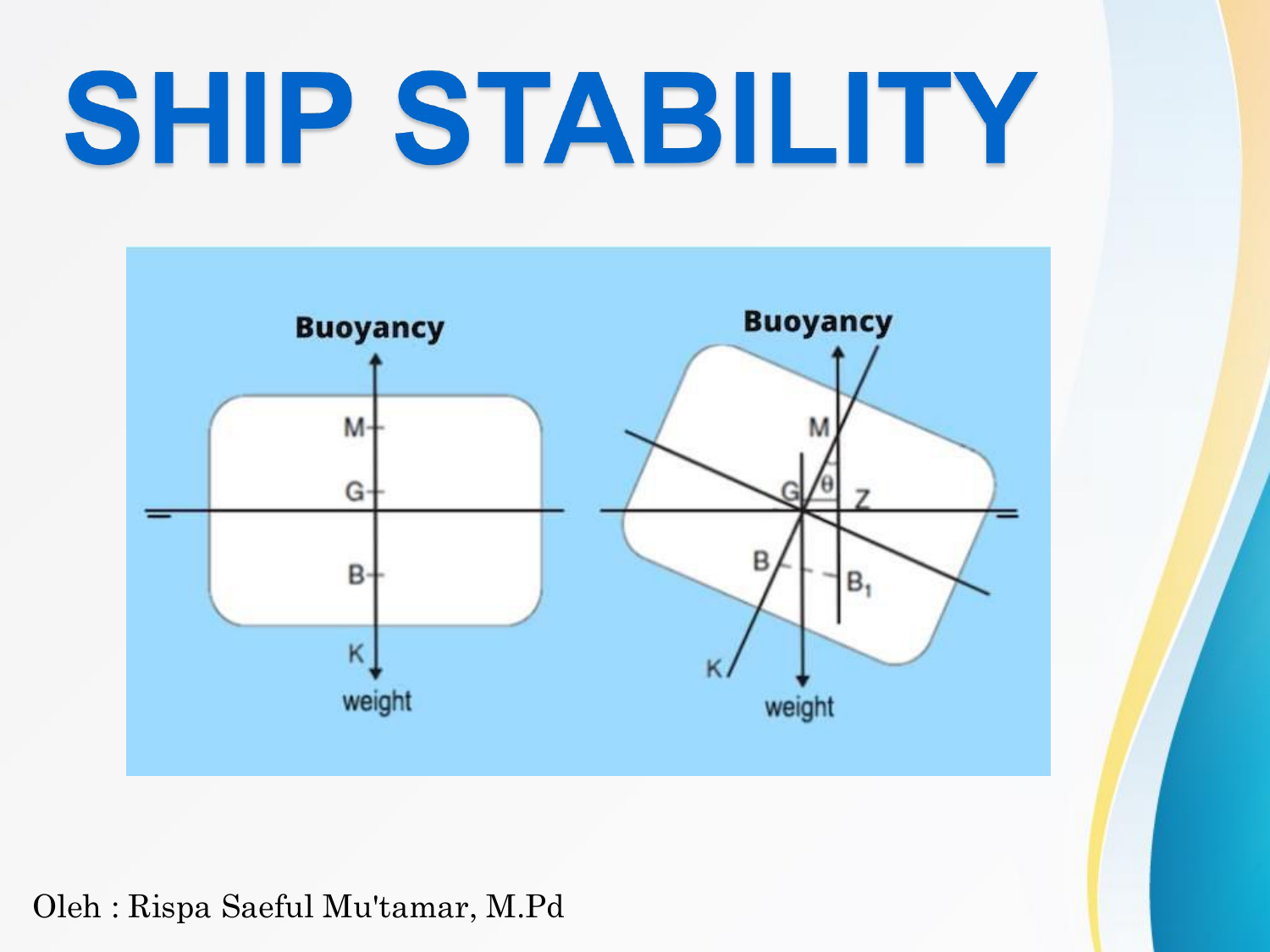# SHIP STABILITY

Oleh : Rispa Saeful Mu'tamar, M.Pd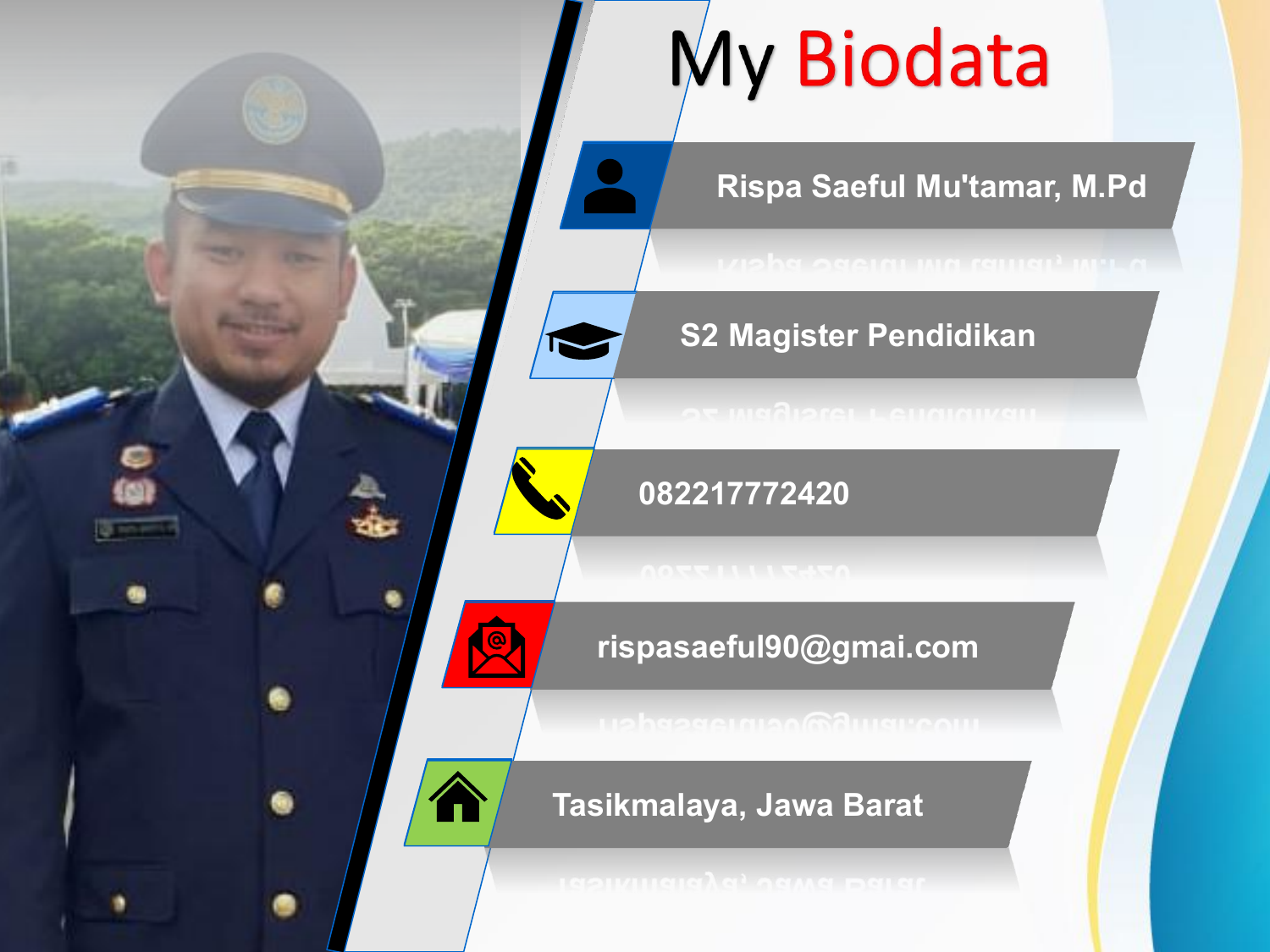# My Biodata

- Rispa Saeful Mu'tamar, M.Pd
- S2 Magister Pendidikan
- 082217772420
- rispasaeful90@gmai.com
- Tasikmalaya, Jawa Barat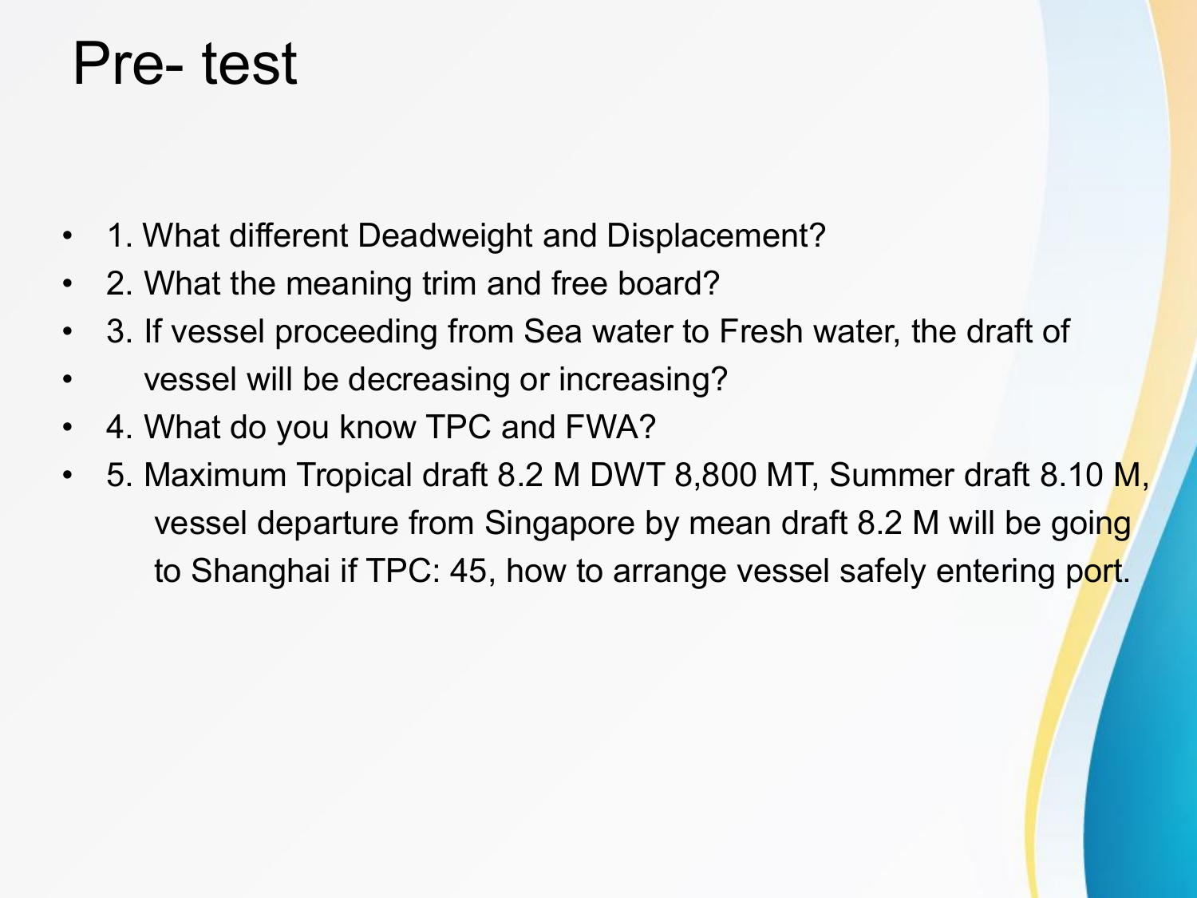# Pre- test

- 1. What different Deadweight and Displacement?
- 2. What the meaning trim and free board?
- 3. If vessel proceeding from Sea water to Fresh water, the draft of
- vessel will be decreasing or increasing?
- 4. What do you know TPC and FWA?
- 5. Maximum Tropical draft 8.2 M DWT 8,800 MT, Summer draft 8.10 M, vessel departure from Singapore by mean draft 8.2 M will be going to Shanghai if TPC: 45, how to arrange vessel safely entering port.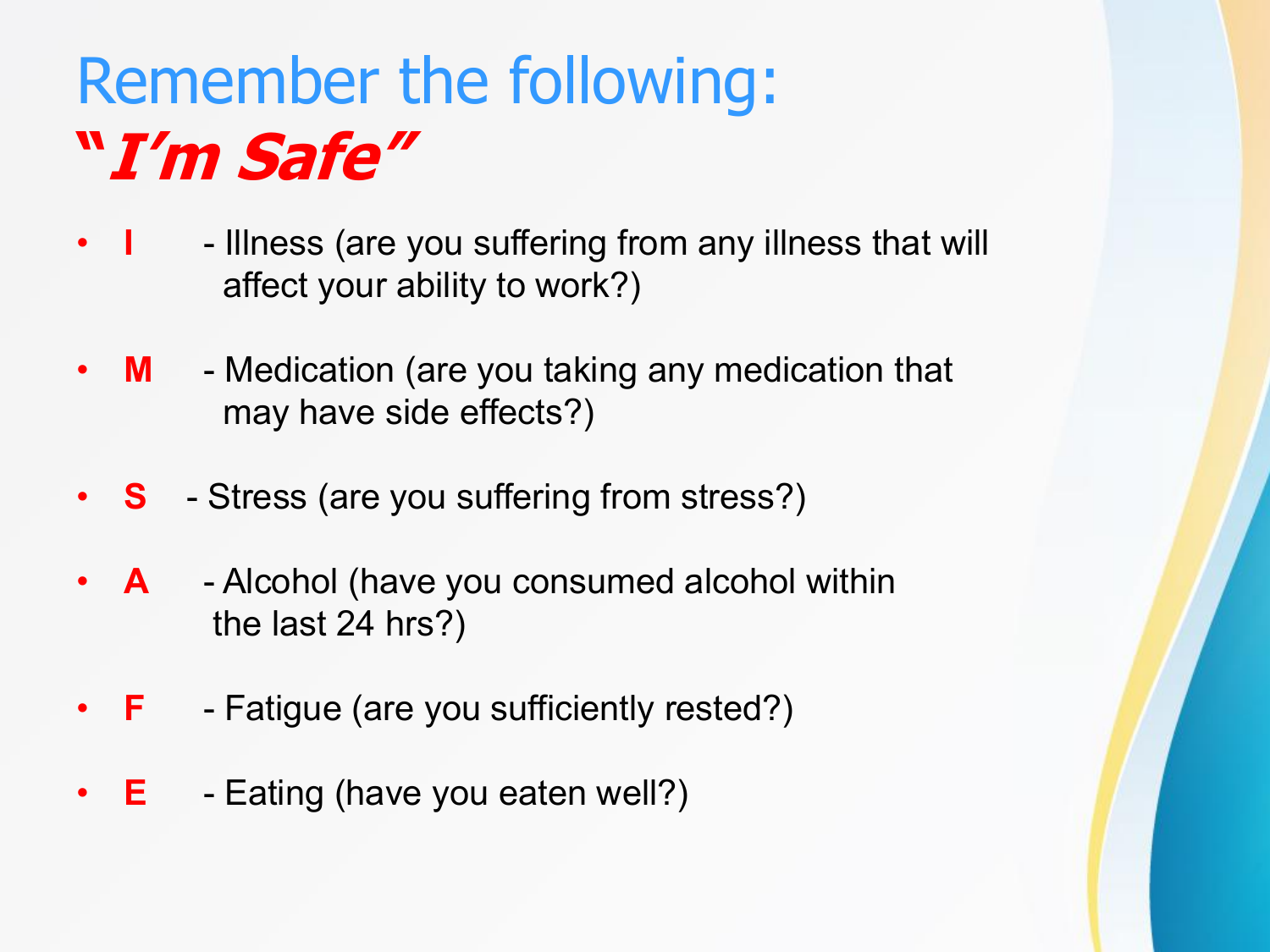# Remember the following:
## *"I'm Safe"*

- **I** - Illness (are you suffering from any illness that will affect your ability to work?)
- **M** - Medication (are you taking any medication that may have side effects?)
- **S** - Stress (are you suffering from stress?)
- **A** - Alcohol (have you consumed alcohol within the last 24 hrs?)
- **F** - Fatigue (are you sufficiently rested?)
- **E** - Eating (have you eaten well?)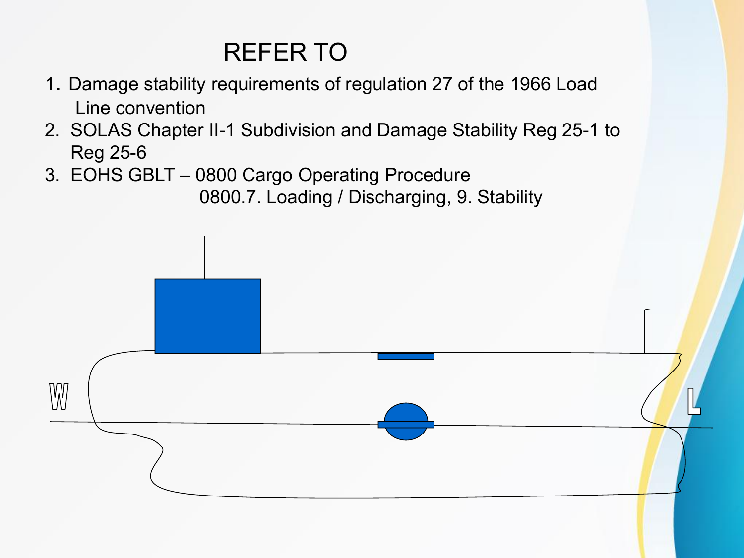# REFER TO

1. Damage stability requirements of regulation 27 of the 1966 Load Line convention
2. SOLAS Chapter II-1 Subdivision and Damage Stability Reg 25-1 to Reg 25-6
3. EOHS GBLT – 0800 Cargo Operating Procedure
   0800.7. Loading / Discharging, 9. Stability

W L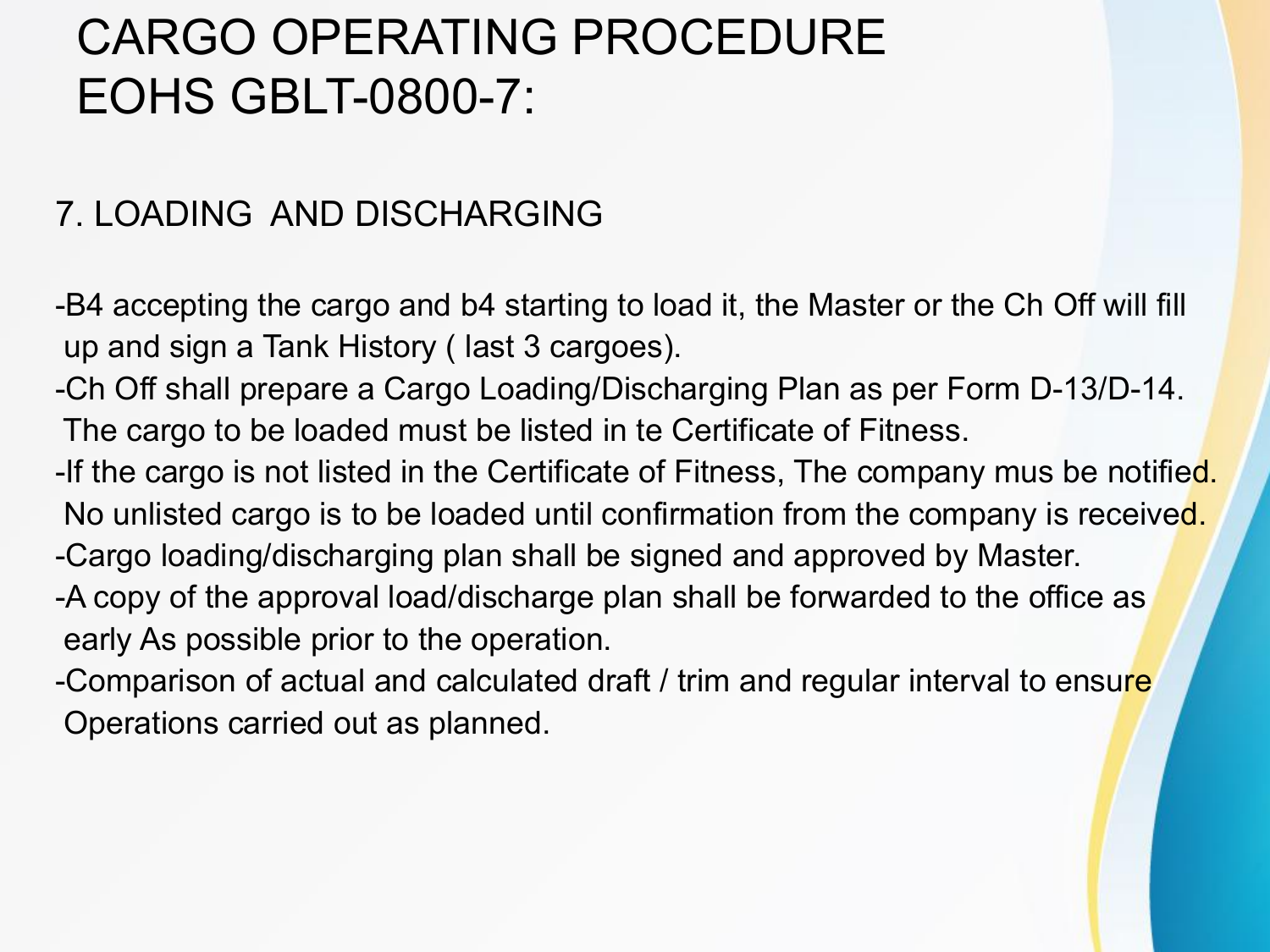# CARGO OPERATING PROCEDURE EOHS GBLT-0800-7:

## 7. LOADING AND DISCHARGING

- B4 accepting the cargo and b4 starting to load it, the Master or the Ch Off will fill up and sign a Tank History ( last 3 cargoes).
- Ch Off shall prepare a Cargo Loading/Discharging Plan as per Form D-13/D-14. The cargo to be loaded must be listed in te Certificate of Fitness.
- If the cargo is not listed in the Certificate of Fitness, The company mus be notified. No unlisted cargo is to be loaded until confirmation from the company is received.
- Cargo loading/discharging plan shall be signed and approved by Master.
- A copy of the approval load/discharge plan shall be forwarded to the office as early As possible prior to the operation.
- Comparison of actual and calculated draft / trim and regular interval to ensure Operations carried out as planned.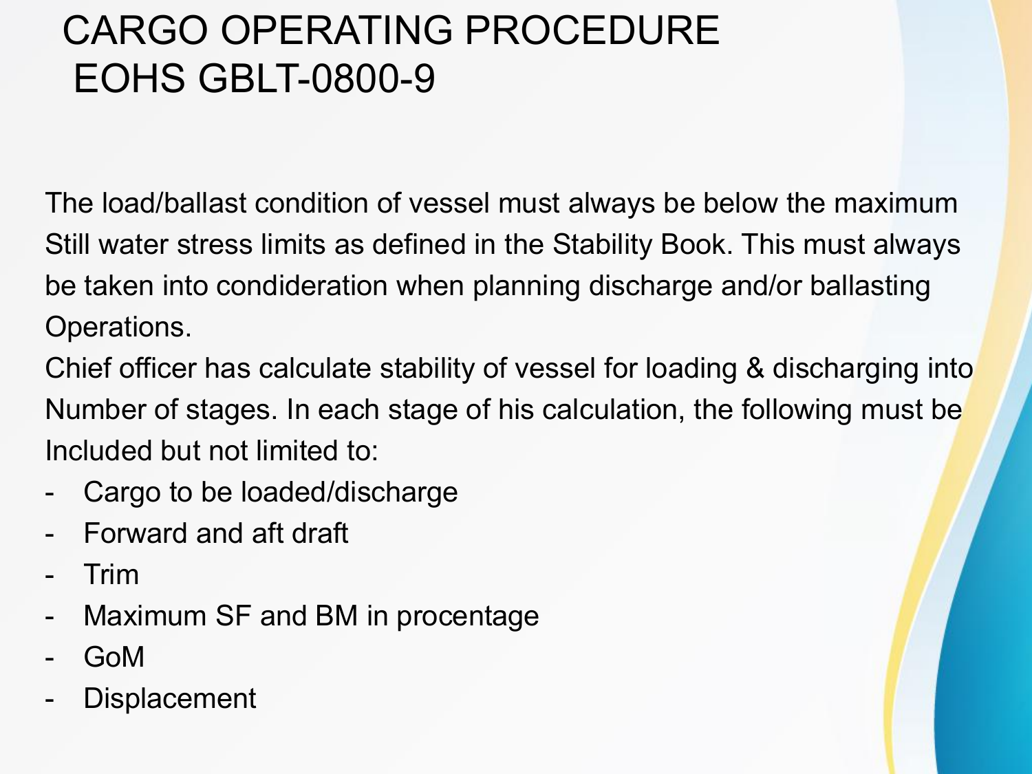# CARGO OPERATING PROCEDURE EOHS GBLT-0800-9

The load/ballast condition of vessel must always be below the maximum Still water stress limits as defined in the Stability Book. This must always be taken into condideration when planning discharge and/or ballasting Operations.

Chief officer has calculate stability of vessel for loading & discharging into Number of stages. In each stage of his calculation, the following must be Included but not limited to:

- Cargo to be loaded/discharge
- Forward and aft draft
- Trim
- Maximum SF and BM in procentage
- GoM
- Displacement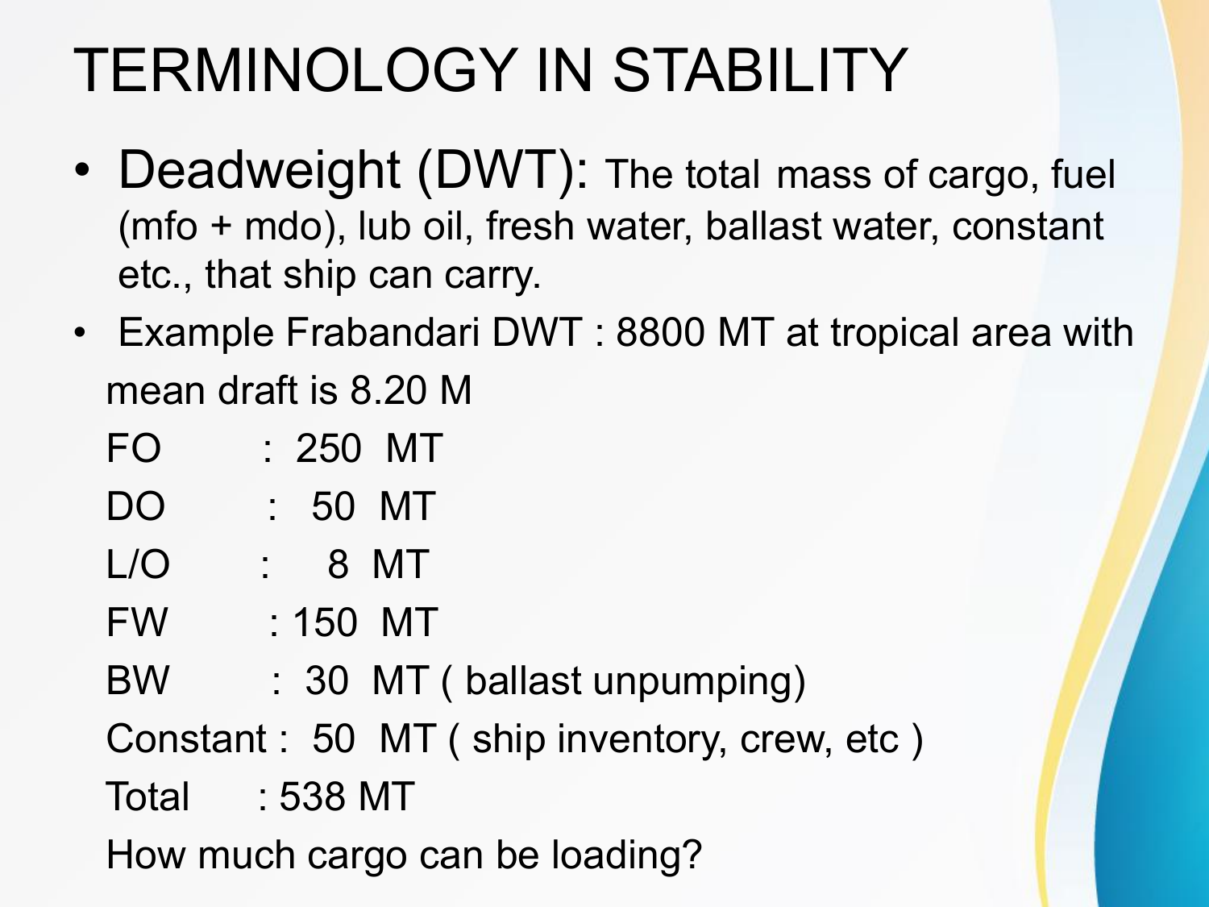# TERMINOLOGY IN STABILITY

- **Deadweight (DWT):** The total mass of cargo, fuel (mfo + mdo), lub oil, fresh water, ballast water, constant etc., that ship can carry.
- Example Frabandari DWT : 8800 MT at tropical area with mean draft is 8.20 M

FO : 250 MT
DO : 50 MT
L/O : 8 MT
FW : 150 MT
BW : 30 MT ( ballast unpumping)
Constant : 50 MT ( ship inventory, crew, etc )
Total : 538 MT

How much cargo can be loading?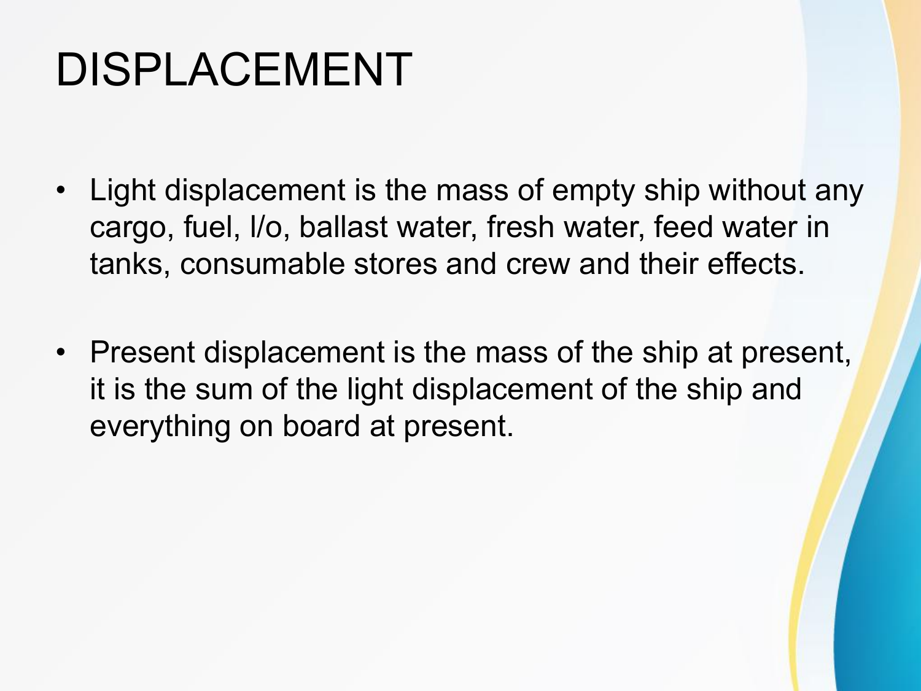# DISPLACEMENT

- Light displacement is the mass of empty ship without any cargo, fuel, l/o, ballast water, fresh water, feed water in tanks, consumable stores and crew and their effects.

- Present displacement is the mass of the ship at present, it is the sum of the light displacement of the ship and everything on board at present.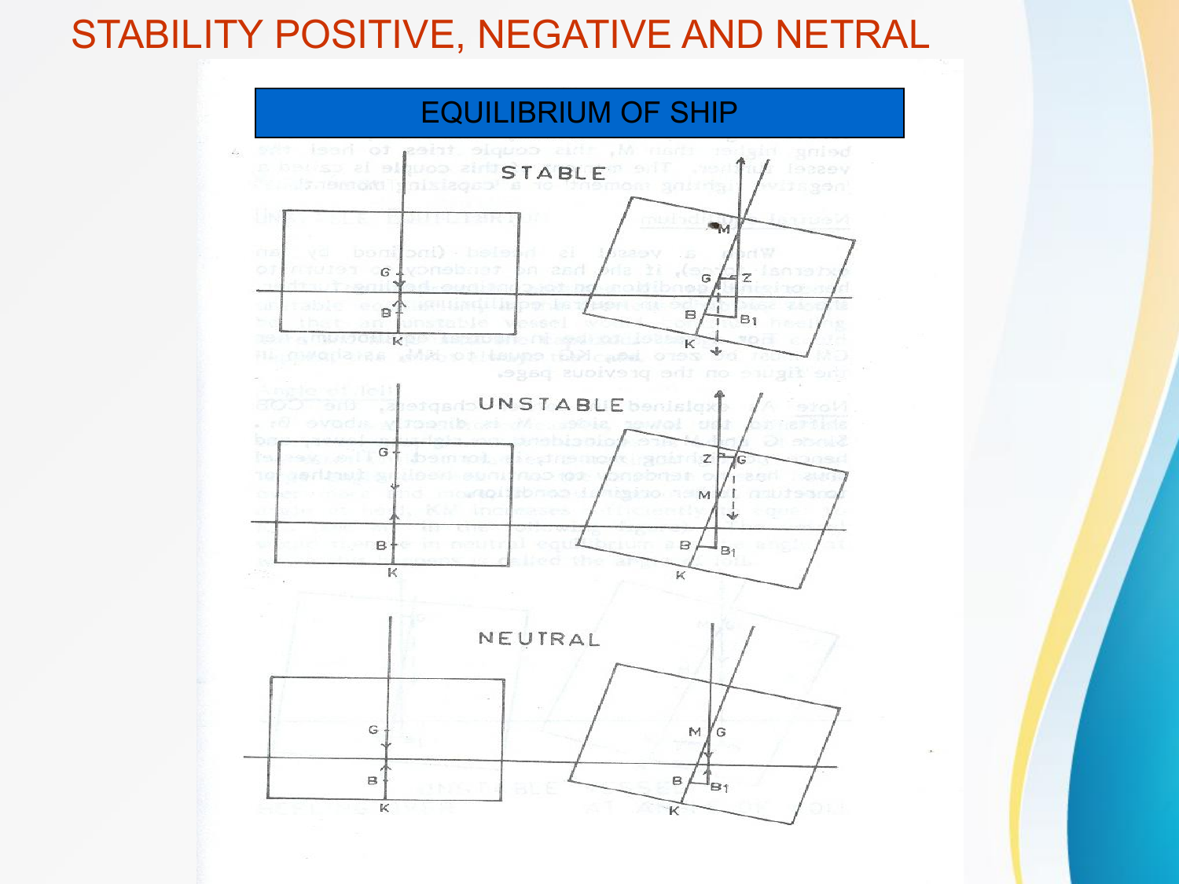# STABILITY POSITIVE, NEGATIVE AND NETRAL

## EQUILIBRIUM OF SHIP

STABLE

UNSTABLE

NEUTRAL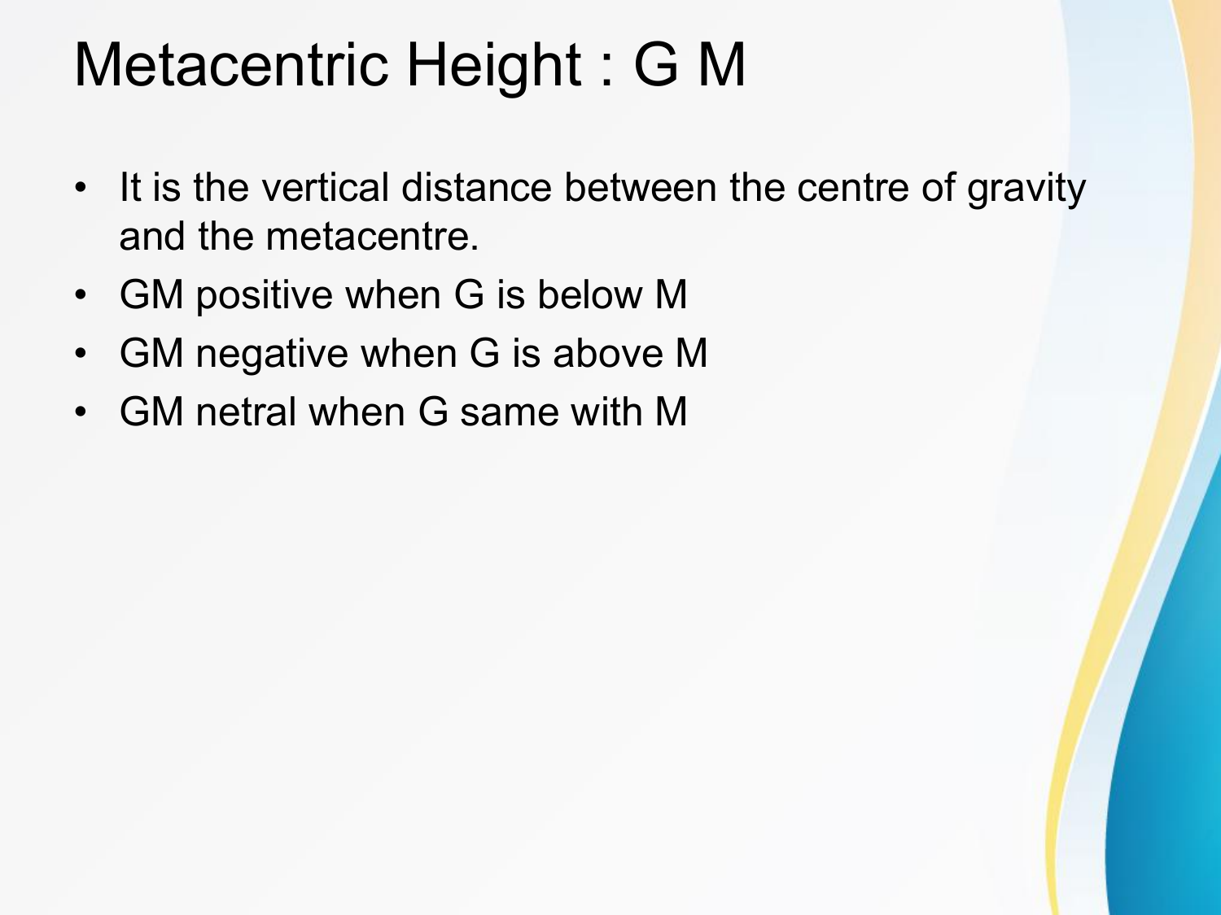# Metacentric Height : G M

- It is the vertical distance between the centre of gravity and the metacentre.
- GM positive when G is below M
- GM negative when G is above M
- GM netral when G same with M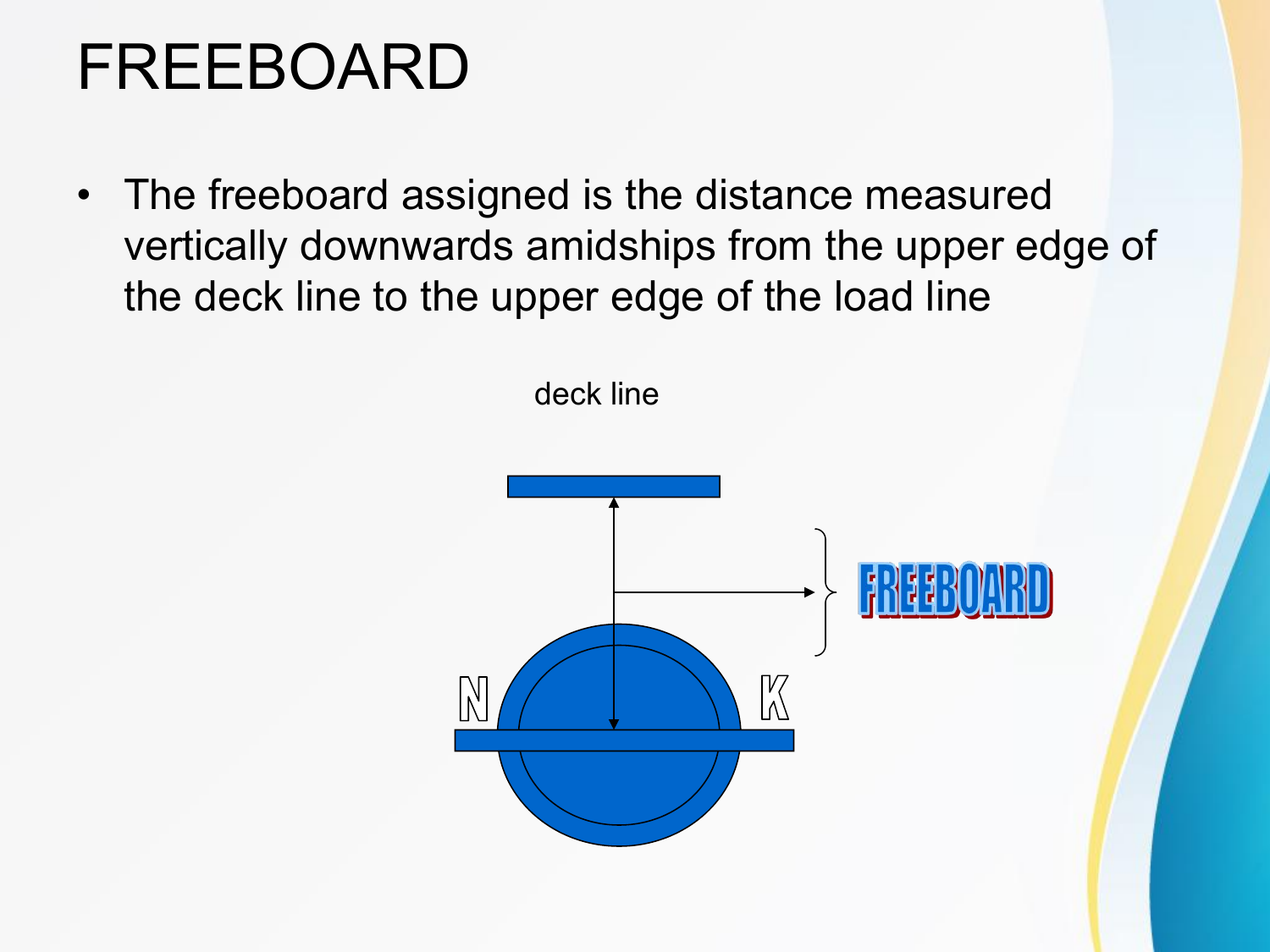# FREEBOARD

- The freeboard assigned is the distance measured vertically downwards amidships from the upper edge of the deck line to the upper edge of the load line

deck line

FREEBOARD

N K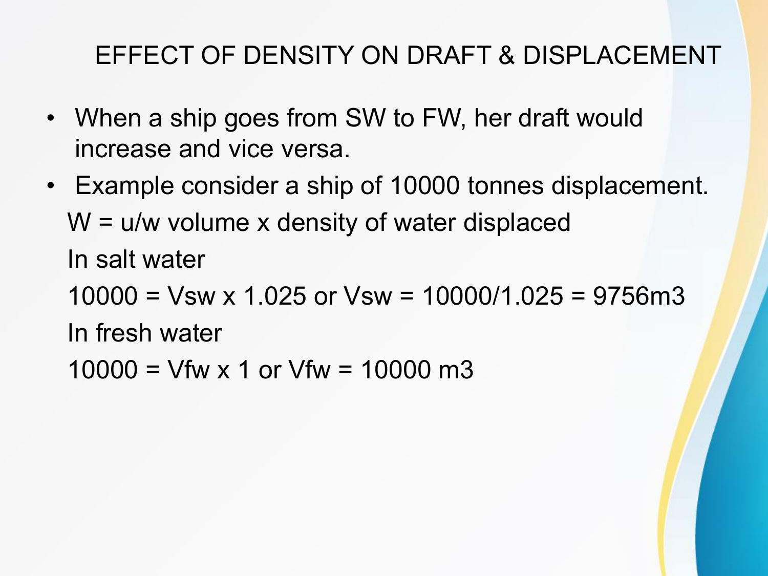# EFFECT OF DENSITY ON DRAFT & DISPLACEMENT

- When a ship goes from SW to FW, her draft would increase and vice versa.
- Example consider a ship of 10000 tonnes displacement.

W = u/w volume x density of water displaced

In salt water

$10000 = V_{sw} \times 1.025$ or $V_{sw} = 10000/1.025 = 9756 m^3$

In fresh water

$10000 = V_{fw} \times 1$ or $V_{fw} = 10000 m^3$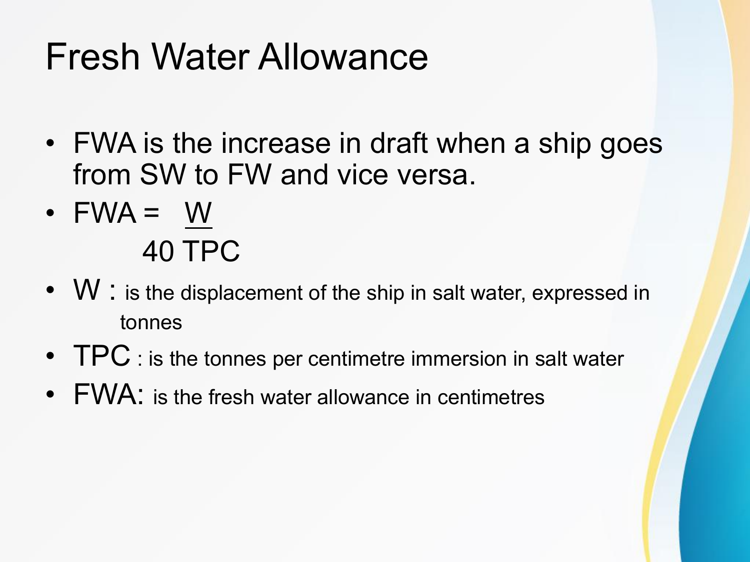# Fresh Water Allowance

- FWA is the increase in draft when a ship goes from SW to FW and vice versa.
- $$FWA = \frac{W}{40\ TPC}$$
- W : is the displacement of the ship in salt water, expressed in tonnes
- TPC : is the tonnes per centimetre immersion in salt water
- FWA: is the fresh water allowance in centimetres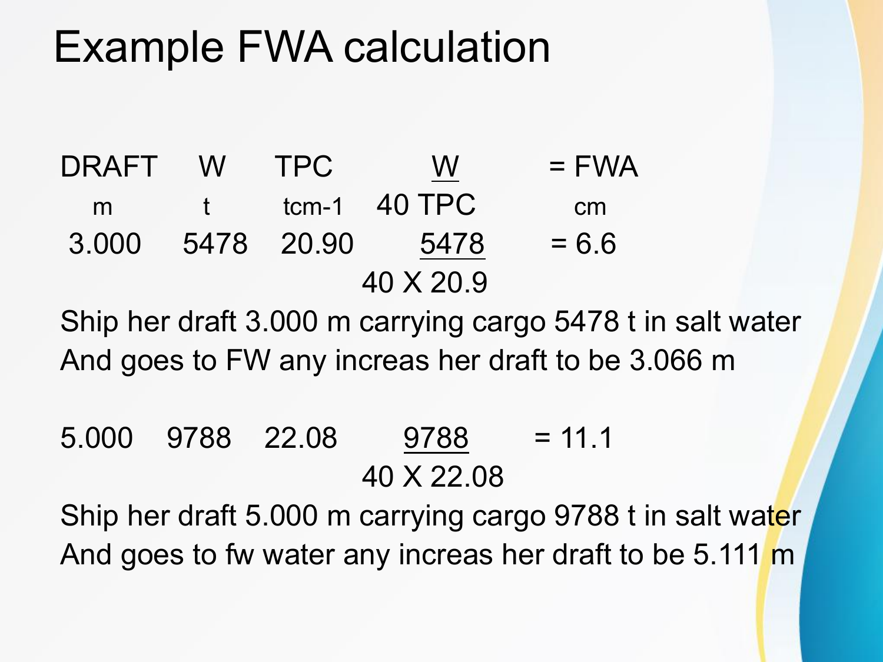# Example FWA calculation

| DRAFT | W | TPC | $\frac{W}{40\ TPC}$ | = FWA |
|---|---|---|---|---|
| m | t | tcm-1 | | cm |
| 3.000 | 5478 | 20.90 | $\frac{5478}{40 \times 20.9}$ | = 6.6 |

Ship her draft 3.000 m carrying cargo 5478 t in salt water And goes to FW any increas her draft to be 3.066 m

| DRAFT | W | TPC | $\frac{W}{40\ TPC}$ | = FWA |
|---|---|---|---|---|
| 5.000 | 9788 | 22.08 | $\frac{9788}{40 \times 22.08}$ | = 11.1 |

Ship her draft 5.000 m carrying cargo 9788 t in salt water And goes to fw water any increas her draft to be 5.111 m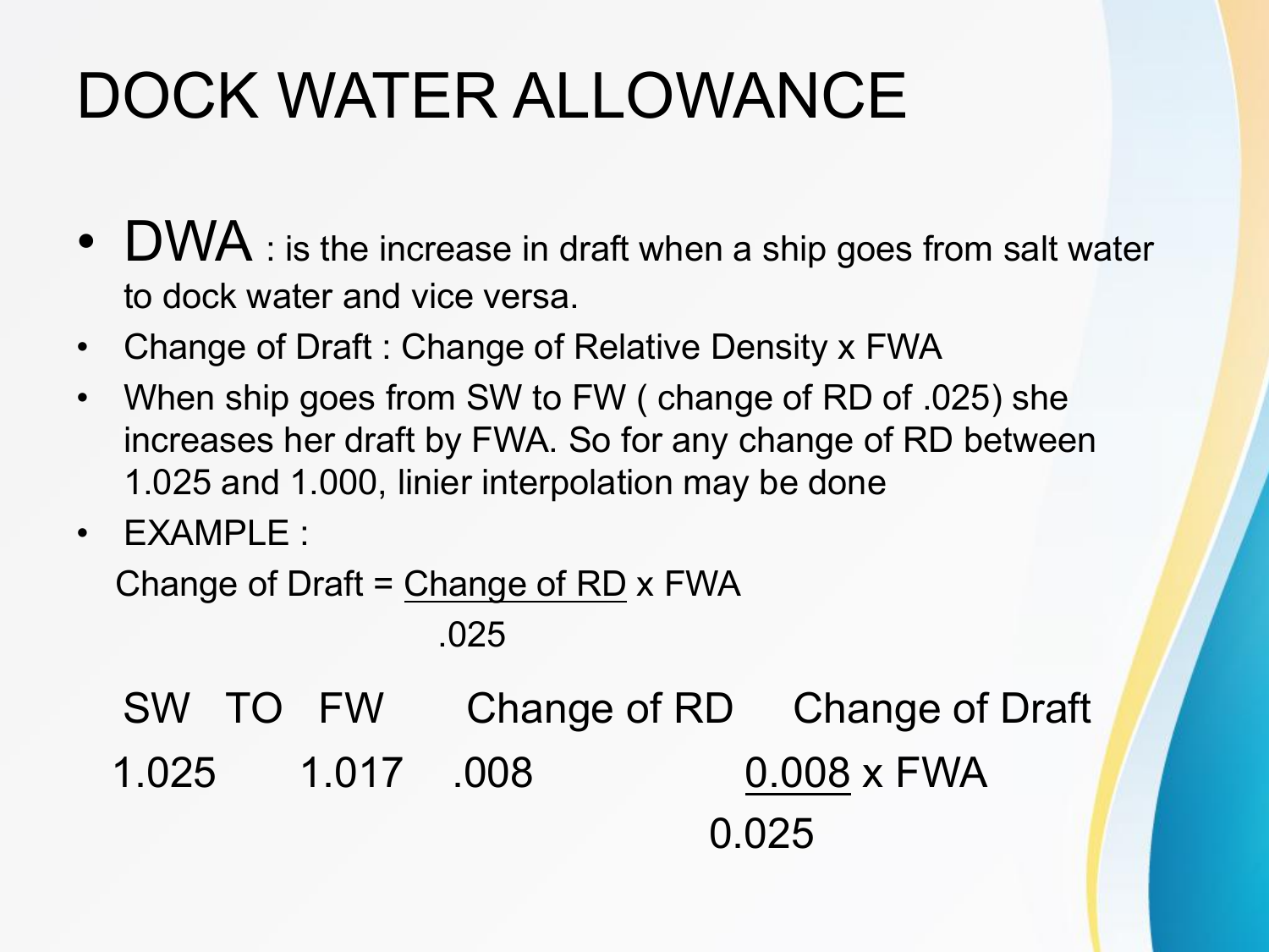# DOCK WATER ALLOWANCE

- **DWA** : is the increase in draft when a ship goes from salt water to dock water and vice versa.
- Change of Draft : Change of Relative Density x FWA
- When ship goes from SW to FW ( change of RD of .025) she increases her draft by FWA. So for any change of RD between 1.025 and 1.000, linier interpolation may be done
- EXAMPLE :

$$\text{Change of Draft} = \frac{\text{Change of RD}}{.025} \times \text{FWA}$$

| SW | TO | FW | Change of RD | Change of Draft |
|---|---|---|---|---|
| 1.025 | | 1.017 | .008 | $\frac{0.008}{0.025} \times \text{FWA}$ |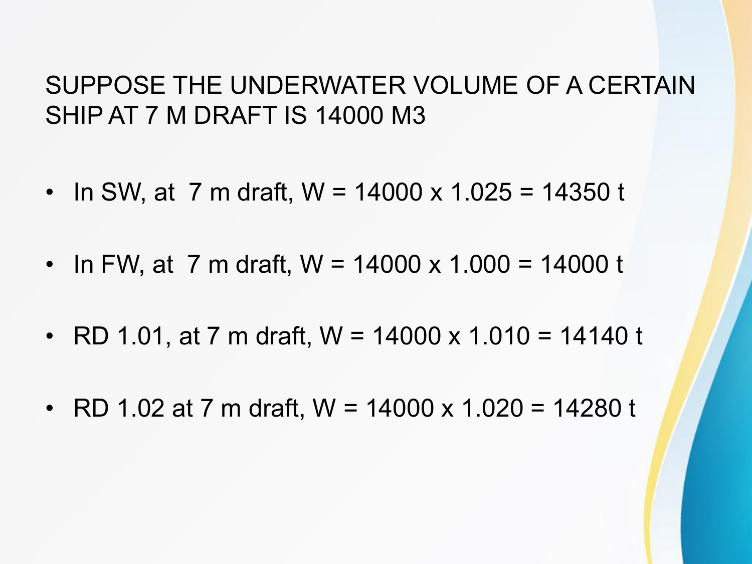## SUPPOSE THE UNDERWATER VOLUME OF A CERTAIN SHIP AT 7 M DRAFT IS 14000 M3

- In SW, at 7 m draft, W = 14000 x 1.025 = 14350 t
- In FW, at 7 m draft, W = 14000 x 1.000 = 14000 t
- RD 1.01, at 7 m draft, W = 14000 x 1.010 = 14140 t
- RD 1.02 at 7 m draft, W = 14000 x 1.020 = 14280 t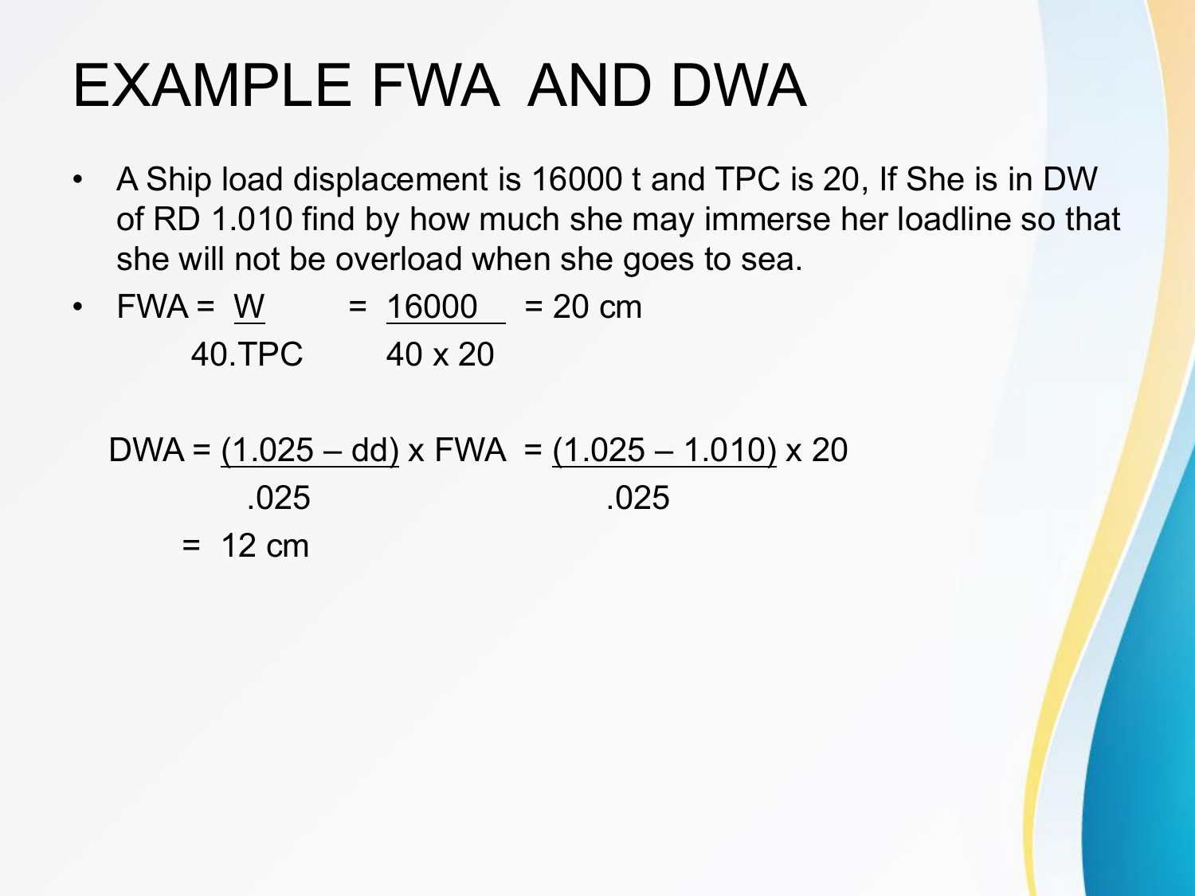# EXAMPLE FWA AND DWA

- A Ship load displacement is 16000 t and TPC is 20, If She is in DW of RD 1.010 find by how much she may immerse her loadline so that she will not be overload when she goes to sea.
- $$FWA = \frac{W}{40.TPC} = \frac{16000}{40 \times 20} = 20 \text{ cm}$$

$$DWA = \frac{(1.025 - dd)}{.025} \times FWA = \frac{(1.025 - 1.010)}{.025} \times 20$$

$$= 12 \text{ cm}$$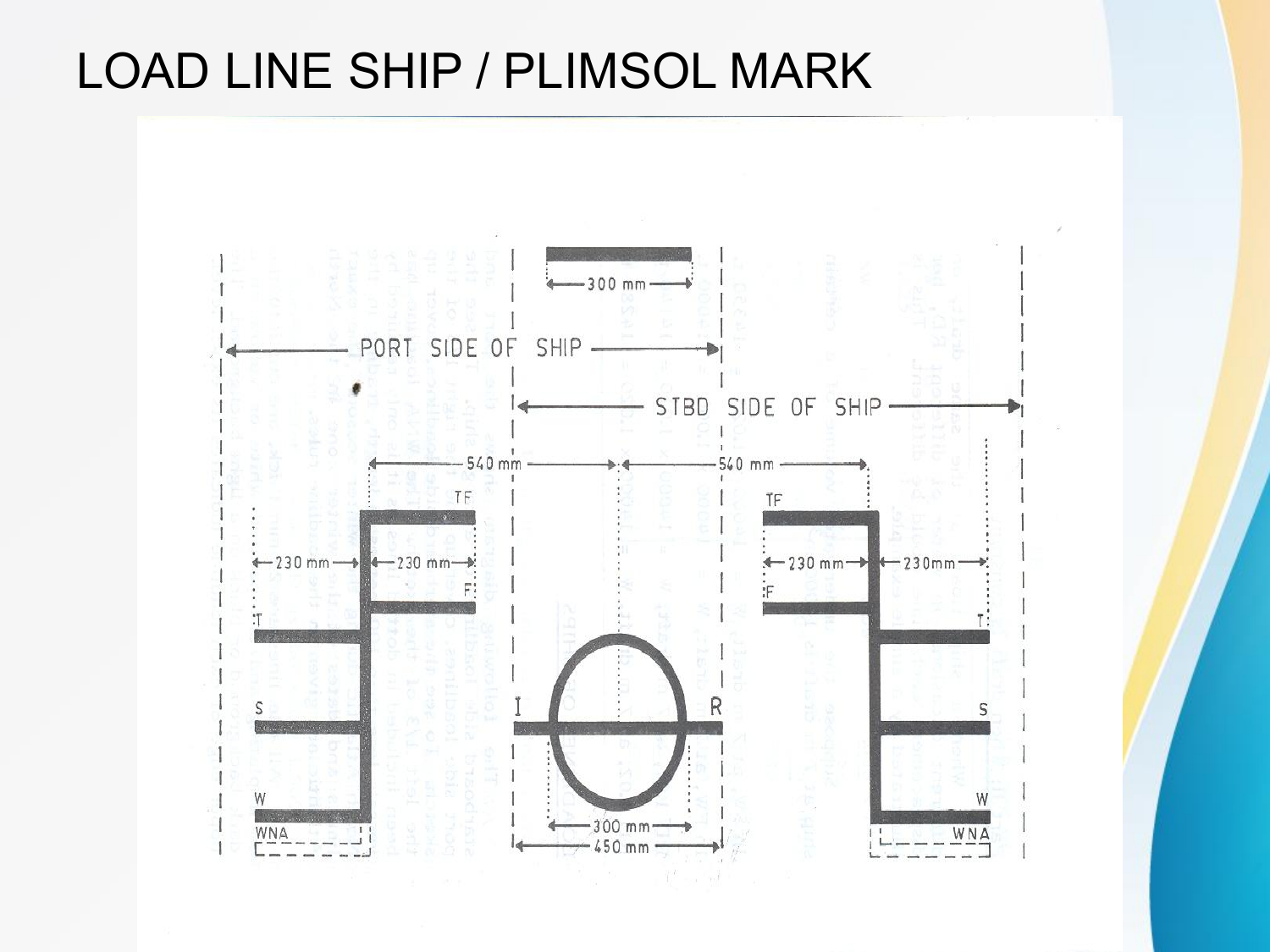# LOAD LINE SHIP / PLIMSOL MARK

PORT SIDE OF SHIP

STBD SIDE OF SHIP

300 mm

540 mm

540 mm

TF

F

T

S

W

WNA

230 mm

230 mm

I

R

300 mm

450 mm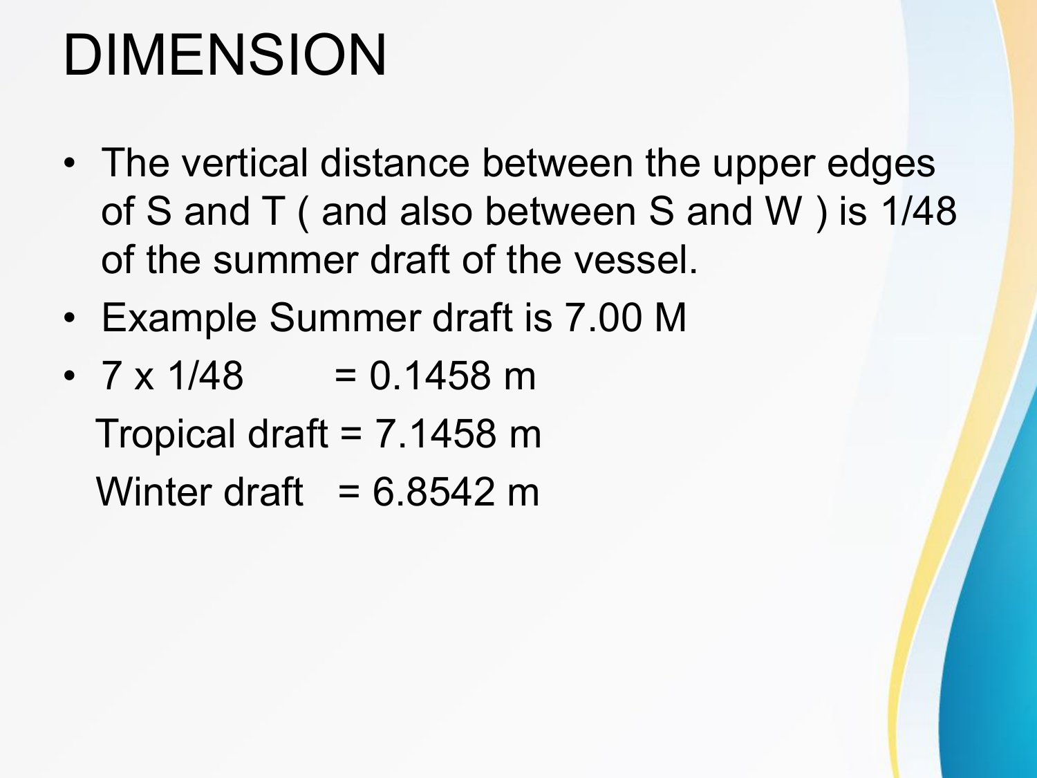# DIMENSION

- The vertical distance between the upper edges of S and T ( and also between S and W ) is 1/48 of the summer draft of the vessel.
- Example Summer draft is 7.00 M
- 7 x 1/48 = 0.1458 m

  Tropical draft = 7.1458 m

  Winter draft = 6.8542 m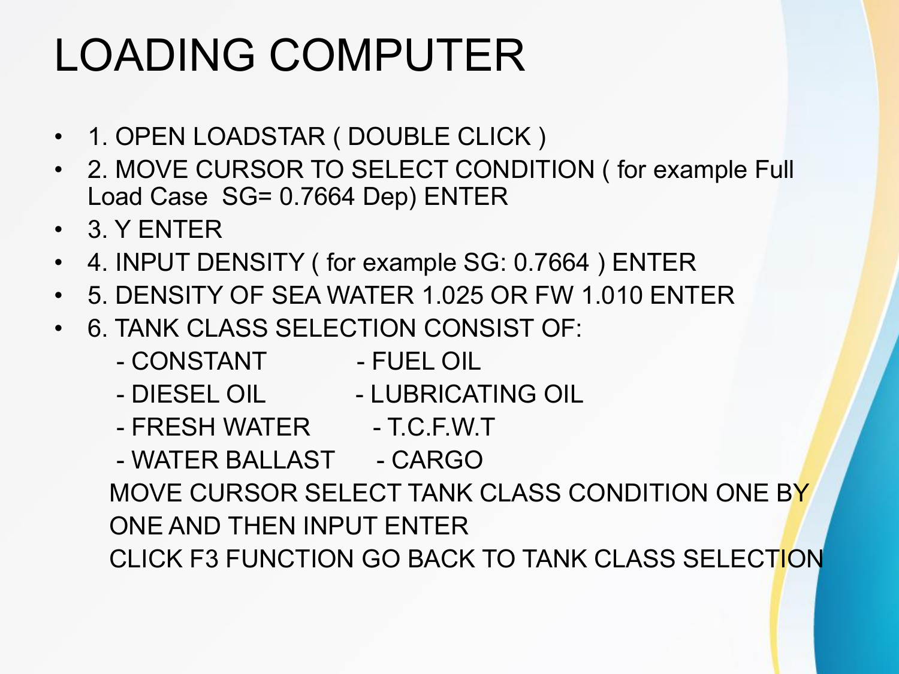# LOADING COMPUTER

- 1. OPEN LOADSTAR ( DOUBLE CLICK )
- 2. MOVE CURSOR TO SELECT CONDITION ( for example Full Load Case SG= 0.7664 Dep) ENTER
- 3. Y ENTER
- 4. INPUT DENSITY ( for example SG: 0.7664 ) ENTER
- 5. DENSITY OF SEA WATER 1.025 OR FW 1.010 ENTER
- 6. TANK CLASS SELECTION CONSIST OF:
  - - CONSTANT
  - - FUEL OIL
  - - DIESEL OIL
  - - LUBRICATING OIL
  - - FRESH WATER
  - - T.C.F.W.T
  - - WATER BALLAST
  - - CARGO

  MOVE CURSOR SELECT TANK CLASS CONDITION ONE BY ONE AND THEN INPUT ENTER

  CLICK F3 FUNCTION GO BACK TO TANK CLASS SELECTION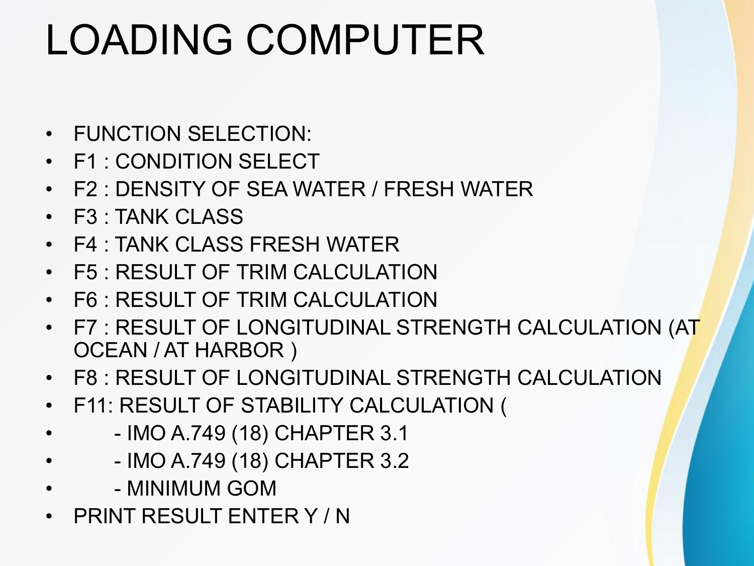# LOADING COMPUTER

- FUNCTION SELECTION:
- F1 : CONDITION SELECT
- F2 : DENSITY OF SEA WATER / FRESH WATER
- F3 : TANK CLASS
- F4 : TANK CLASS FRESH WATER
- F5 : RESULT OF TRIM CALCULATION
- F6 : RESULT OF TRIM CALCULATION
- F7 : RESULT OF LONGITUDINAL STRENGTH CALCULATION (AT OCEAN / AT HARBOR )
- F8 : RESULT OF LONGITUDINAL STRENGTH CALCULATION
- F11: RESULT OF STABILITY CALCULATION (
- - IMO A.749 (18) CHAPTER 3.1
- - IMO A.749 (18) CHAPTER 3.2
- - MINIMUM GOM
- PRINT RESULT ENTER Y / N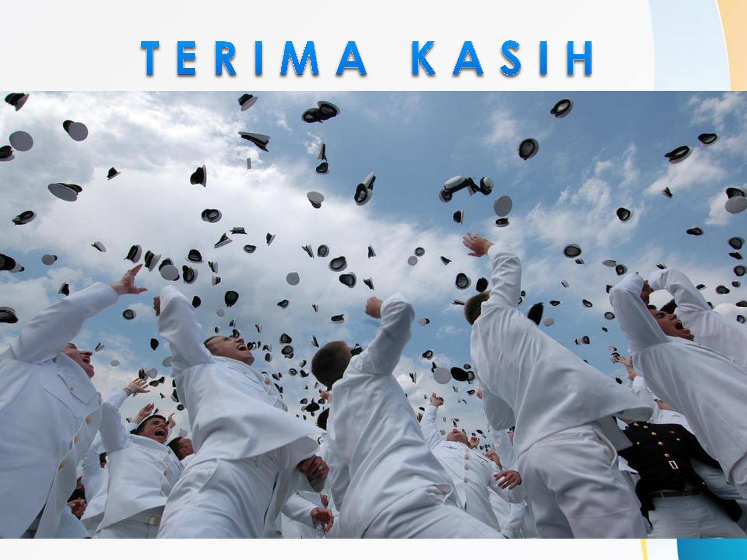# TERIMA KASIH